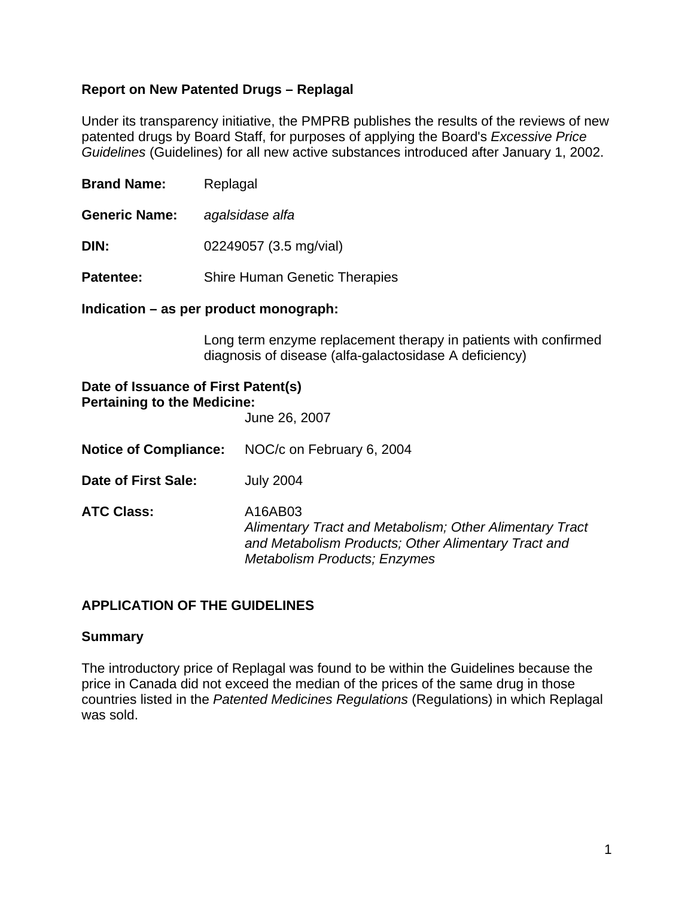# Report on New Patented Drugs – Replagal

Under its transparency initiative, the PMPRB publishes the results of the reviews of new patented drugs by Board Staff, for purposes of applying the Board's *Excessive Price Guidelines* (Guidelines) for all new active substances introduced after January 1, 2002.

**Brand Name:** Replagal

**Generic Name:** *agalsidase alfa*

**DIN:** 02249057 (3.5 mg/vial)

**Patentee:** Shire Human Genetic Therapies

**Indication – as per product monograph:**

Long term enzyme replacement therapy in patients with confirmed diagnosis of disease (alfa-galactosidase A deficiency)

**Date of Issuance of First Patent(s) Pertaining to the Medicine:** June 26, 2007

**Notice of Compliance:** NOC/c on February 6, 2004

**Date of First Sale:** July 2004

**ATC Class:** A16AB03
*Alimentary Tract and Metabolism; Other Alimentary Tract and Metabolism Products; Other Alimentary Tract and Metabolism Products; Enzymes*

## APPLICATION OF THE GUIDELINES

### Summary

The introductory price of Replagal was found to be within the Guidelines because the price in Canada did not exceed the median of the prices of the same drug in those countries listed in the *Patented Medicines Regulations* (Regulations) in which Replagal was sold.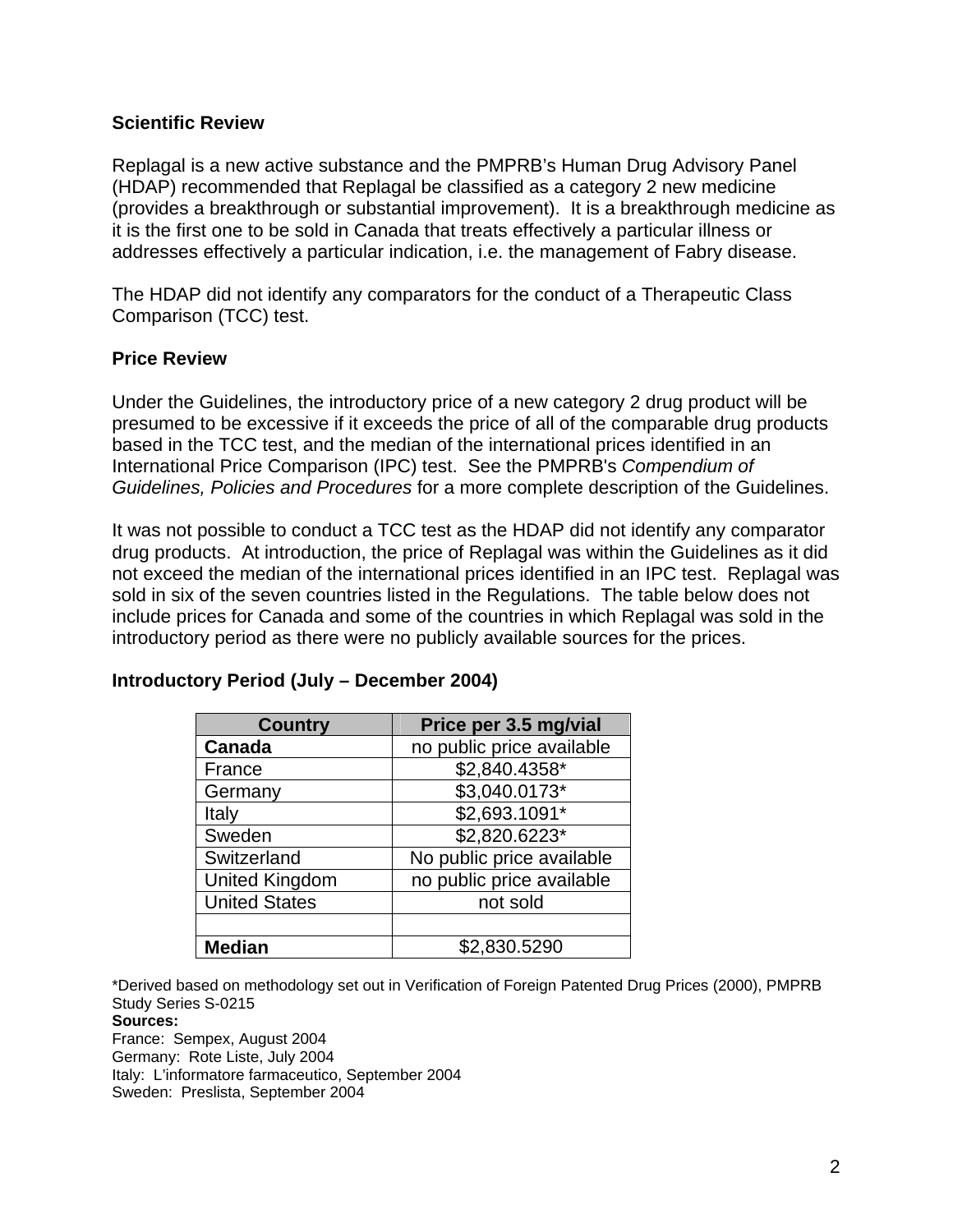**Scientific Review**

Replagal is a new active substance and the PMPRB's Human Drug Advisory Panel (HDAP) recommended that Replagal be classified as a category 2 new medicine (provides a breakthrough or substantial improvement). It is a breakthrough medicine as it is the first one to be sold in Canada that treats effectively a particular illness or addresses effectively a particular indication, i.e. the management of Fabry disease.

The HDAP did not identify any comparators for the conduct of a Therapeutic Class Comparison (TCC) test.

**Price Review**

Under the Guidelines, the introductory price of a new category 2 drug product will be presumed to be excessive if it exceeds the price of all of the comparable drug products based in the TCC test, and the median of the international prices identified in an International Price Comparison (IPC) test. See the PMPRB's *Compendium of Guidelines, Policies and Procedures* for a more complete description of the Guidelines.

It was not possible to conduct a TCC test as the HDAP did not identify any comparator drug products. At introduction, the price of Replagal was within the Guidelines as it did not exceed the median of the international prices identified in an IPC test. Replagal was sold in six of the seven countries listed in the Regulations. The table below does not include prices for Canada and some of the countries in which Replagal was sold in the introductory period as there were no publicly available sources for the prices.

**Introductory Period (July – December 2004)**

| Country | Price per 3.5 mg/vial |
|---|---|
| **Canada** | no public price available |
| France | $2,840.4358* |
| Germany | $3,040.0173* |
| Italy | $2,693.1091* |
| Sweden | $2,820.6223* |
| Switzerland | No public price available |
| United Kingdom | no public price available |
| United States | not sold |
| | |
| **Median** | $2,830.5290 |

*Derived based on methodology set out in Verification of Foreign Patented Drug Prices (2000), PMPRB Study Series S-0215

**Sources:**

France: Sempex, August 2004
Germany: Rote Liste, July 2004
Italy: L'informatore farmaceutico, September 2004
Sweden: Preslista, September 2004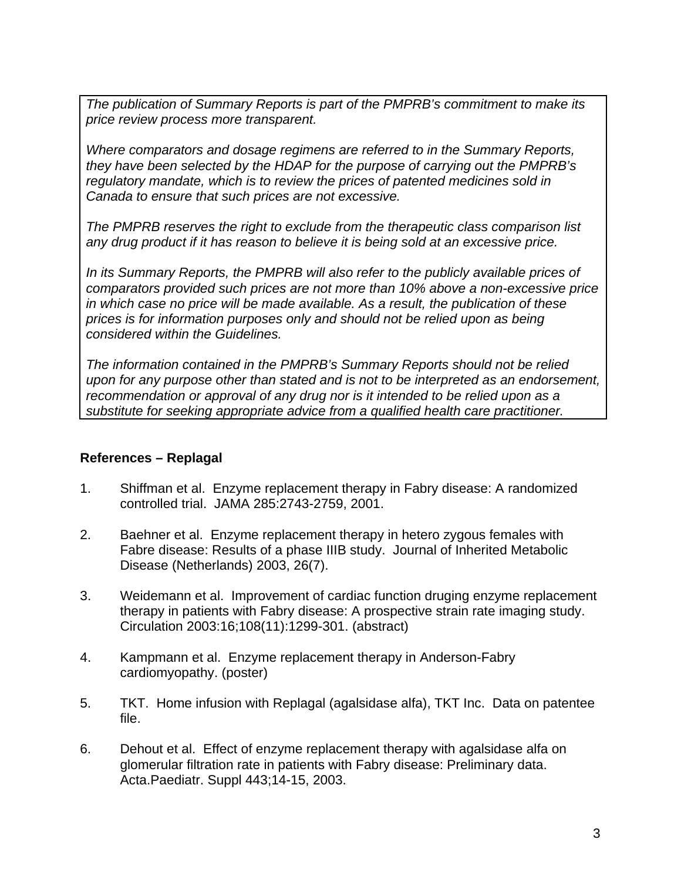*The publication of Summary Reports is part of the PMPRB's commitment to make its price review process more transparent.*

*Where comparators and dosage regimens are referred to in the Summary Reports, they have been selected by the HDAP for the purpose of carrying out the PMPRB's regulatory mandate, which is to review the prices of patented medicines sold in Canada to ensure that such prices are not excessive.*

*The PMPRB reserves the right to exclude from the therapeutic class comparison list any drug product if it has reason to believe it is being sold at an excessive price.*

*In its Summary Reports, the PMPRB will also refer to the publicly available prices of comparators provided such prices are not more than 10% above a non-excessive price in which case no price will be made available. As a result, the publication of these prices is for information purposes only and should not be relied upon as being considered within the Guidelines.*

*The information contained in the PMPRB's Summary Reports should not be relied upon for any purpose other than stated and is not to be interpreted as an endorsement, recommendation or approval of any drug nor is it intended to be relied upon as a substitute for seeking appropriate advice from a qualified health care practitioner.*

**References – Replagal**

1. Shiffman et al. Enzyme replacement therapy in Fabry disease: A randomized controlled trial. JAMA 285:2743-2759, 2001.

2. Baehner et al. Enzyme replacement therapy in hetero zygous females with Fabre disease: Results of a phase IIIB study. Journal of Inherited Metabolic Disease (Netherlands) 2003, 26(7).

3. Weidemann et al. Improvement of cardiac function druging enzyme replacement therapy in patients with Fabry disease: A prospective strain rate imaging study. Circulation 2003:16;108(11):1299-301. (abstract)

4. Kampmann et al. Enzyme replacement therapy in Anderson-Fabry cardiomyopathy. (poster)

5. TKT. Home infusion with Replagal (agalsidase alfa), TKT Inc. Data on patentee file.

6. Dehout et al. Effect of enzyme replacement therapy with agalsidase alfa on glomerular filtration rate in patients with Fabry disease: Preliminary data. Acta.Paediatr. Suppl 443;14-15, 2003.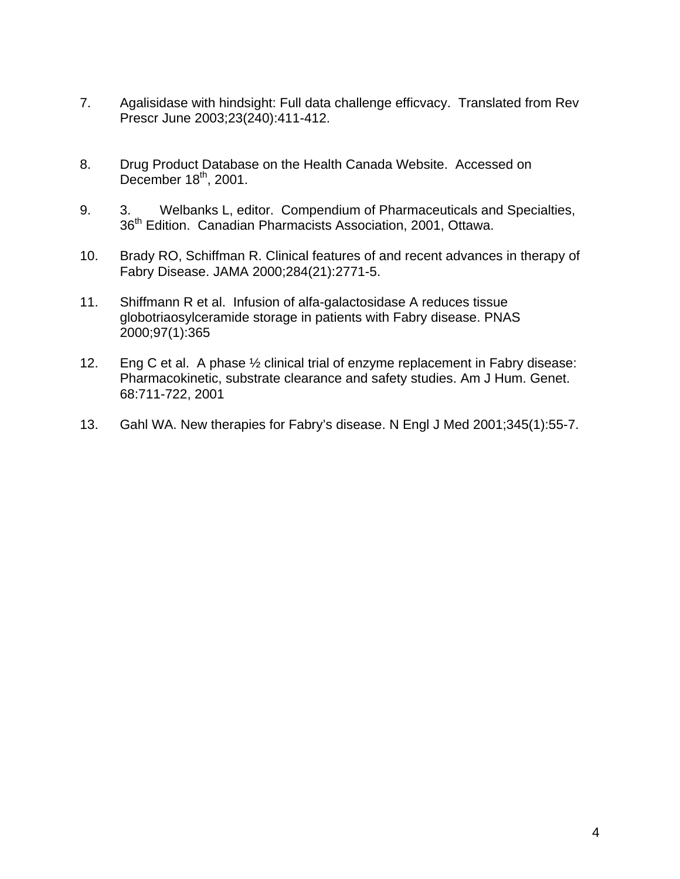7. Agalisidase with hindsight: Full data challenge efficvacy. Translated from Rev Prescr June 2003;23(240):411-412.

8. Drug Product Database on the Health Canada Website. Accessed on December 18th, 2001.

9. 3. Welbanks L, editor. Compendium of Pharmaceuticals and Specialties, 36th Edition. Canadian Pharmacists Association, 2001, Ottawa.

10. Brady RO, Schiffman R. Clinical features of and recent advances in therapy of Fabry Disease. JAMA 2000;284(21):2771-5.

11. Shiffmann R et al. Infusion of alfa-galactosidase A reduces tissue globotriaosylceramide storage in patients with Fabry disease. PNAS 2000;97(1):365

12. Eng C et al. A phase ½ clinical trial of enzyme replacement in Fabry disease: Pharmacokinetic, substrate clearance and safety studies. Am J Hum. Genet. 68:711-722, 2001

13. Gahl WA. New therapies for Fabry's disease. N Engl J Med 2001;345(1):55-7.